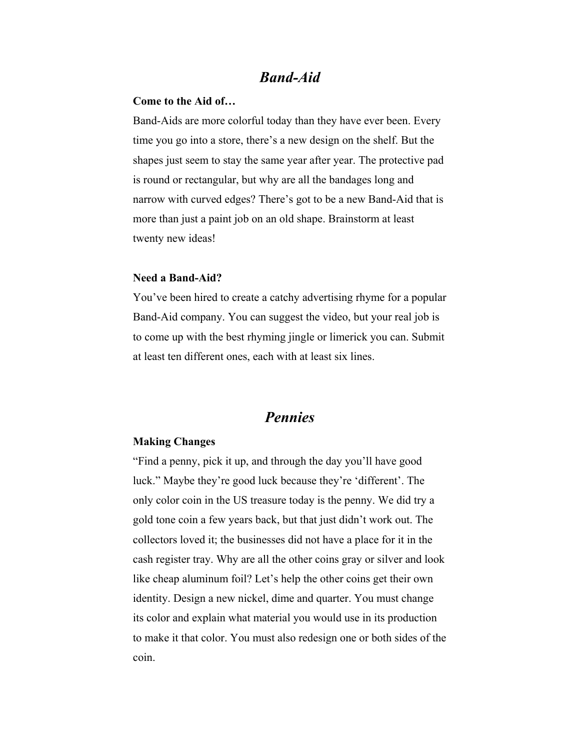# *Band-Aid*

**Come to the Aid of…**

Band-Aids are more colorful today than they have ever been. Every time you go into a store, there's a new design on the shelf. But the shapes just seem to stay the same year after year. The protective pad is round or rectangular, but why are all the bandages long and narrow with curved edges? There's got to be a new Band-Aid that is more than just a paint job on an old shape. Brainstorm at least twenty new ideas!

**Need a Band-Aid?**

You've been hired to create a catchy advertising rhyme for a popular Band-Aid company. You can suggest the video, but your real job is to come up with the best rhyming jingle or limerick you can. Submit at least ten different ones, each with at least six lines.

# *Pennies*

**Making Changes**

"Find a penny, pick it up, and through the day you'll have good luck." Maybe they're good luck because they're 'different'. The only color coin in the US treasure today is the penny. We did try a gold tone coin a few years back, but that just didn't work out. The collectors loved it; the businesses did not have a place for it in the cash register tray. Why are all the other coins gray or silver and look like cheap aluminum foil? Let's help the other coins get their own identity. Design a new nickel, dime and quarter. You must change its color and explain what material you would use in its production to make it that color. You must also redesign one or both sides of the coin.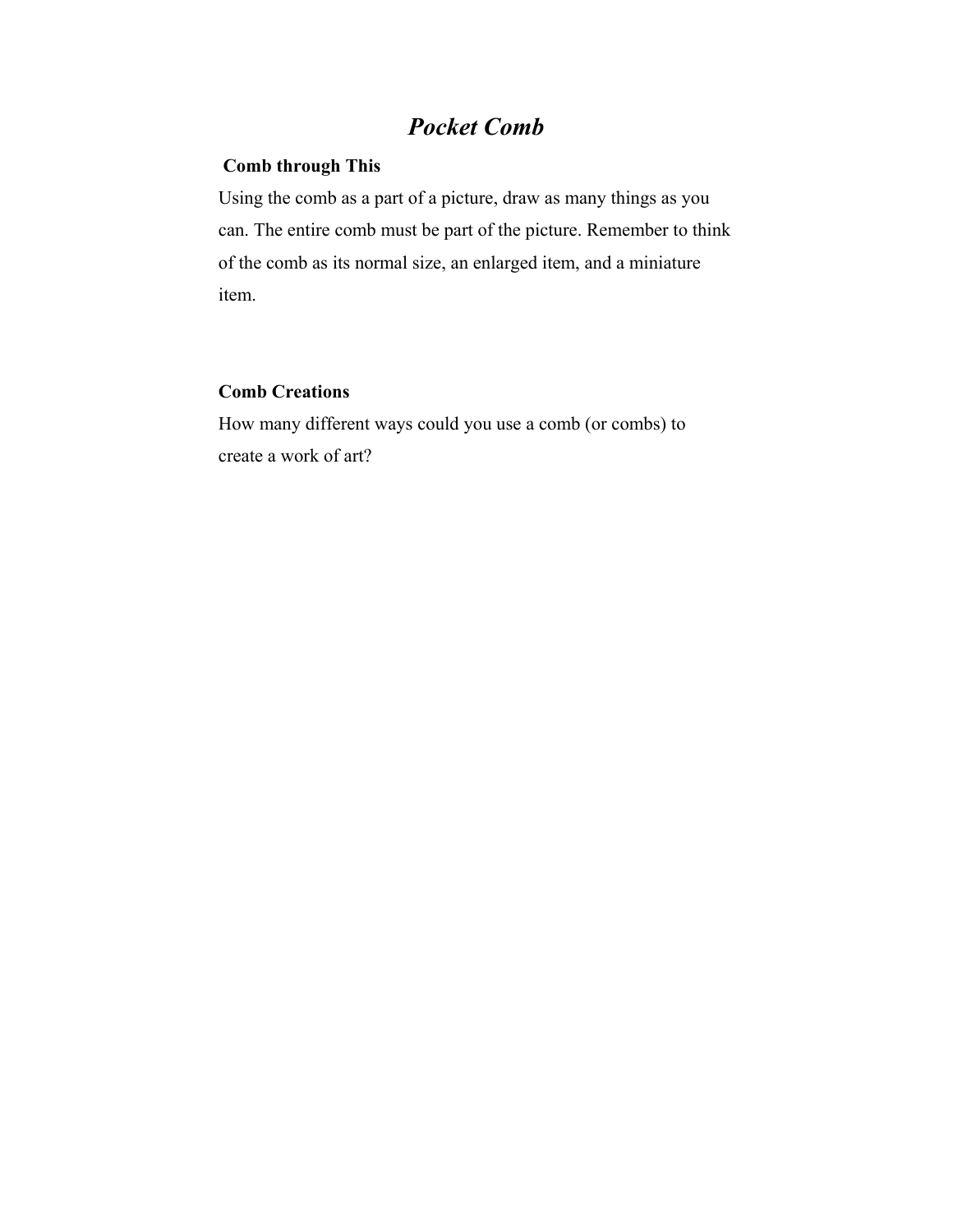# *Pocket Comb*

**Comb through This**

Using the comb as a part of a picture, draw as many things as you can. The entire comb must be part of the picture. Remember to think of the comb as its normal size, an enlarged item, and a miniature item.

**Comb Creations**

How many different ways could you use a comb (or combs) to create a work of art?